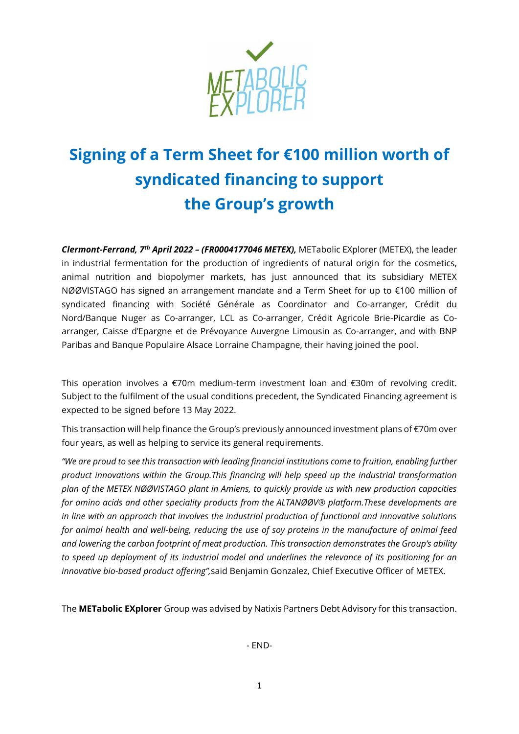# Signing of a Term Sheet for €100 million worth of syndicated financing to support the Group's growth

***Clermont-Ferrand, 7th April 2022 – (FR0004177046 METEX),*** METabolic EXplorer (METEX), the leader in industrial fermentation for the production of ingredients of natural origin for the cosmetics, animal nutrition and biopolymer markets, has just announced that its subsidiary METEX NØØVISTAGO has signed an arrangement mandate and a Term Sheet for up to €100 million of syndicated financing with Société Générale as Coordinator and Co-arranger, Crédit du Nord/Banque Nuger as Co-arranger, LCL as Co-arranger, Crédit Agricole Brie-Picardie as Co-arranger, Caisse d'Epargne et de Prévoyance Auvergne Limousin as Co-arranger, and with BNP Paribas and Banque Populaire Alsace Lorraine Champagne, their having joined the pool.

This operation involves a €70m medium-term investment loan and €30m of revolving credit. Subject to the fulfilment of the usual conditions precedent, the Syndicated Financing agreement is expected to be signed before 13 May 2022.

This transaction will help finance the Group's previously announced investment plans of €70m over four years, as well as helping to service its general requirements.

*"We are proud to see this transaction with leading financial institutions come to fruition, enabling further product innovations within the Group.This financing will help speed up the industrial transformation plan of the METEX NØØVISTAGO plant in Amiens, to quickly provide us with new production capacities for amino acids and other speciality products from the ALTANØØV® platform.These developments are in line with an approach that involves the industrial production of functional and innovative solutions for animal health and well-being, reducing the use of soy proteins in the manufacture of animal feed and lowering the carbon footprint of meat production. This transaction demonstrates the Group's ability to speed up deployment of its industrial model and underlines the relevance of its positioning for an innovative bio-based product offering",* said Benjamin Gonzalez, Chief Executive Officer of METEX.

The **METabolic EXplorer** Group was advised by Natixis Partners Debt Advisory for this transaction.

- END-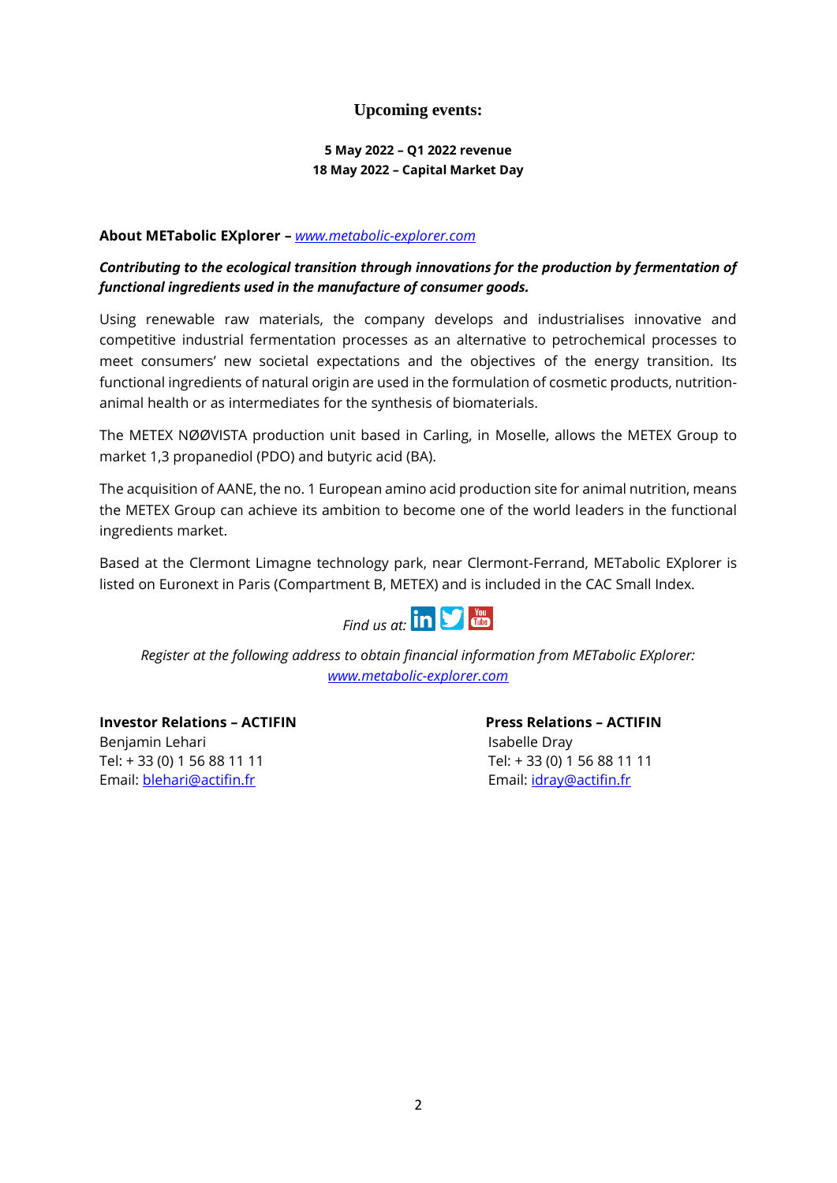## Upcoming events:

**5 May 2022 – Q1 2022 revenue**
**18 May 2022 – Capital Market Day**

**About METabolic EXplorer –** *www.metabolic-explorer.com*

***Contributing to the ecological transition through innovations for the production by fermentation of functional ingredients used in the manufacture of consumer goods.***

Using renewable raw materials, the company develops and industrialises innovative and competitive industrial fermentation processes as an alternative to petrochemical processes to meet consumers' new societal expectations and the objectives of the energy transition. Its functional ingredients of natural origin are used in the formulation of cosmetic products, nutrition-animal health or as intermediates for the synthesis of biomaterials.

The METEX NØØVISTA production unit based in Carling, in Moselle, allows the METEX Group to market 1,3 propanediol (PDO) and butyric acid (BA).

The acquisition of AANE, the no. 1 European amino acid production site for animal nutrition, means the METEX Group can achieve its ambition to become one of the world leaders in the functional ingredients market.

Based at the Clermont Limagne technology park, near Clermont-Ferrand, METabolic EXplorer is listed on Euronext in Paris (Compartment B, METEX) and is included in the CAC Small Index.

*Find us at:*

*Register at the following address to obtain financial information from METabolic EXplorer:*
*www.metabolic-explorer.com*

**Investor Relations – ACTIFIN**
Benjamin Lehari
Tel: + 33 (0) 1 56 88 11 11
Email: blehari@actifin.fr

**Press Relations – ACTIFIN**
Isabelle Dray
Tel: + 33 (0) 1 56 88 11 11
Email: idray@actifin.fr